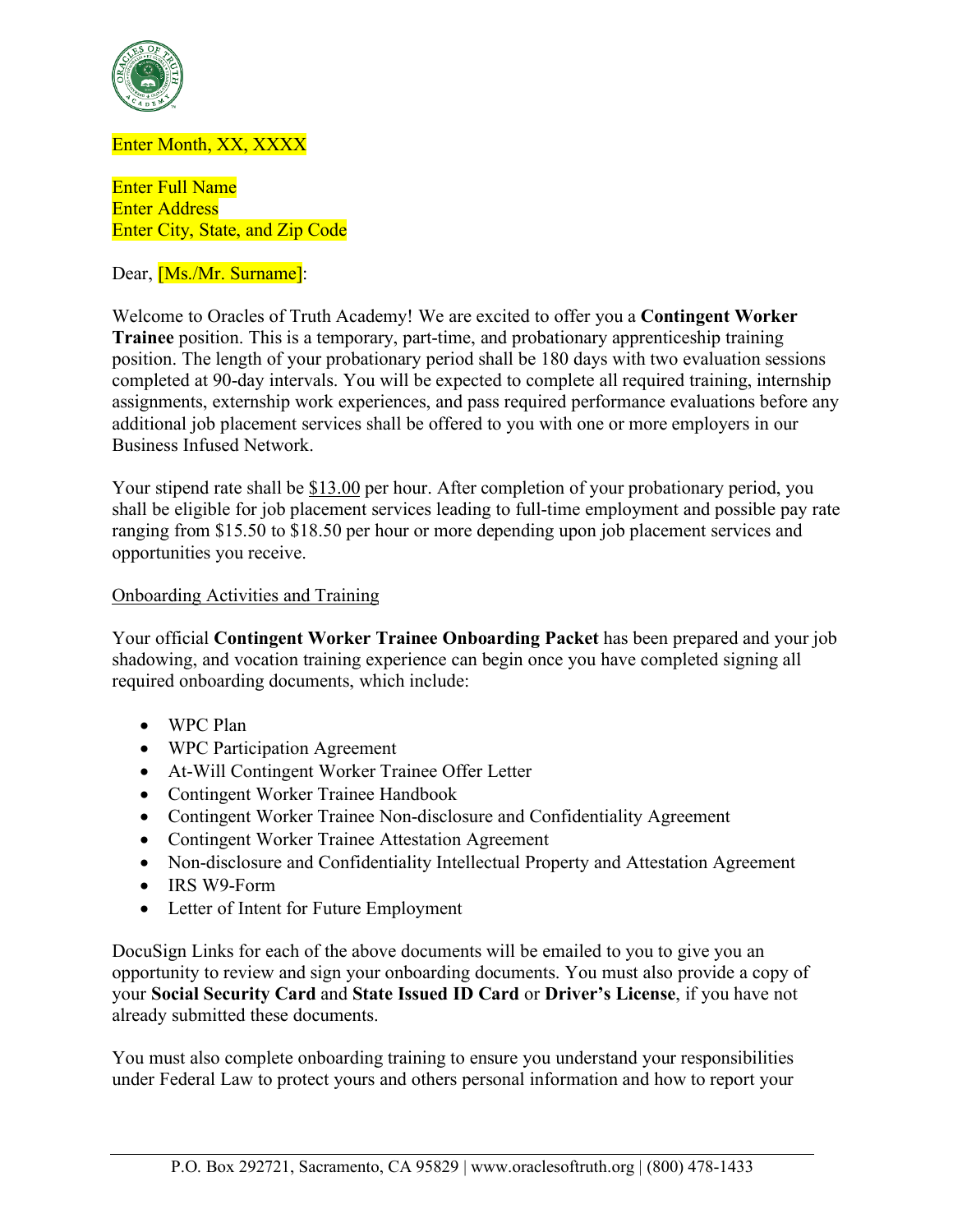Enter Month, XX, XXXX

Enter Full Name
Enter Address
Enter City, State, and Zip Code

Dear, [Ms./Mr. Surname]:

Welcome to Oracles of Truth Academy! We are excited to offer you a **Contingent Worker Trainee** position. This is a temporary, part-time, and probationary apprenticeship training position. The length of your probationary period shall be 180 days with two evaluation sessions completed at 90-day intervals. You will be expected to complete all required training, internship assignments, externship work experiences, and pass required performance evaluations before any additional job placement services shall be offered to you with one or more employers in our Business Infused Network.

Your stipend rate shall be $13.00 per hour. After completion of your probationary period, you shall be eligible for job placement services leading to full-time employment and possible pay rate ranging from $15.50 to $18.50 per hour or more depending upon job placement services and opportunities you receive.

Onboarding Activities and Training

Your official **Contingent Worker Trainee Onboarding Packet** has been prepared and your job shadowing, and vocation training experience can begin once you have completed signing all required onboarding documents, which include:

- WPC Plan
- WPC Participation Agreement
- At-Will Contingent Worker Trainee Offer Letter
- Contingent Worker Trainee Handbook
- Contingent Worker Trainee Non-disclosure and Confidentiality Agreement
- Contingent Worker Trainee Attestation Agreement
- Non-disclosure and Confidentiality Intellectual Property and Attestation Agreement
- IRS W9-Form
- Letter of Intent for Future Employment

DocuSign Links for each of the above documents will be emailed to you to give you an opportunity to review and sign your onboarding documents. You must also provide a copy of your **Social Security Card** and **State Issued ID Card** or **Driver's License**, if you have not already submitted these documents.

You must also complete onboarding training to ensure you understand your responsibilities under Federal Law to protect yours and others personal information and how to report your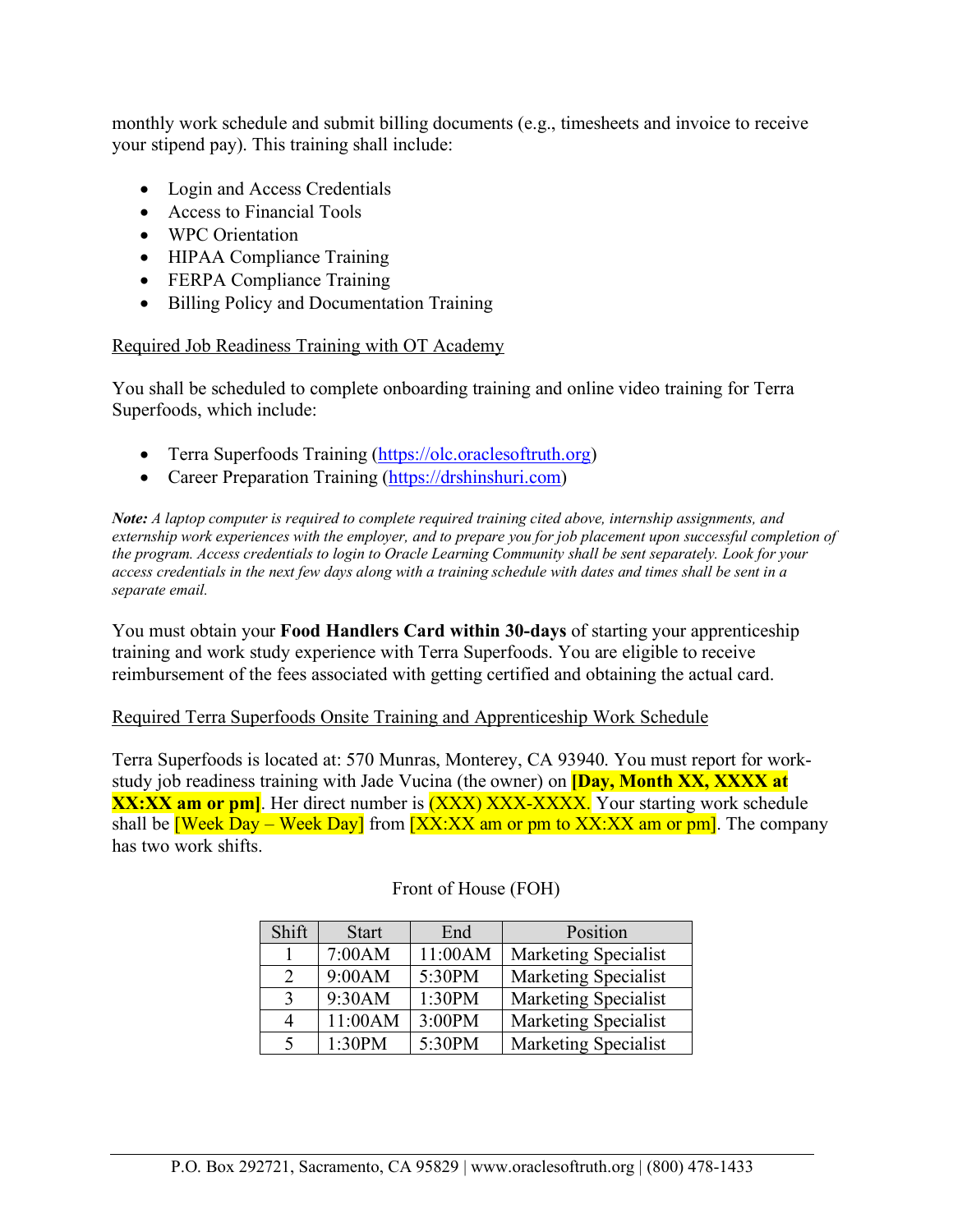monthly work schedule and submit billing documents (e.g., timesheets and invoice to receive your stipend pay). This training shall include:

- Login and Access Credentials
- Access to Financial Tools
- WPC Orientation
- HIPAA Compliance Training
- FERPA Compliance Training
- Billing Policy and Documentation Training

Required Job Readiness Training with OT Academy

You shall be scheduled to complete onboarding training and online video training for Terra Superfoods, which include:

- Terra Superfoods Training (https://olc.oraclesoftruth.org)
- Career Preparation Training (https://drshinshuri.com)

***Note:*** *A laptop computer is required to complete required training cited above, internship assignments, and externship work experiences with the employer, and to prepare you for job placement upon successful completion of the program. Access credentials to login to Oracle Learning Community shall be sent separately. Look for your access credentials in the next few days along with a training schedule with dates and times shall be sent in a separate email.*

You must obtain your **Food Handlers Card within 30-days** of starting your apprenticeship training and work study experience with Terra Superfoods. You are eligible to receive reimbursement of the fees associated with getting certified and obtaining the actual card.

Required Terra Superfoods Onsite Training and Apprenticeship Work Schedule

Terra Superfoods is located at: 570 Munras, Monterey, CA 93940. You must report for work-study job readiness training with Jade Vucina (the owner) on **[Day, Month XX, XXXX at XX:XX am or pm]**. Her direct number is (XXX) XXX-XXXX. Your starting work schedule shall be [Week Day – Week Day] from [XX:XX am or pm to XX:XX am or pm]. The company has two work shifts.

Front of House (FOH)

| Shift | Start | End | Position |
|---|---|---|---|
| 1 | 7:00AM | 11:00AM | Marketing Specialist |
| 2 | 9:00AM | 5:30PM | Marketing Specialist |
| 3 | 9:30AM | 1:30PM | Marketing Specialist |
| 4 | 11:00AM | 3:00PM | Marketing Specialist |
| 5 | 1:30PM | 5:30PM | Marketing Specialist |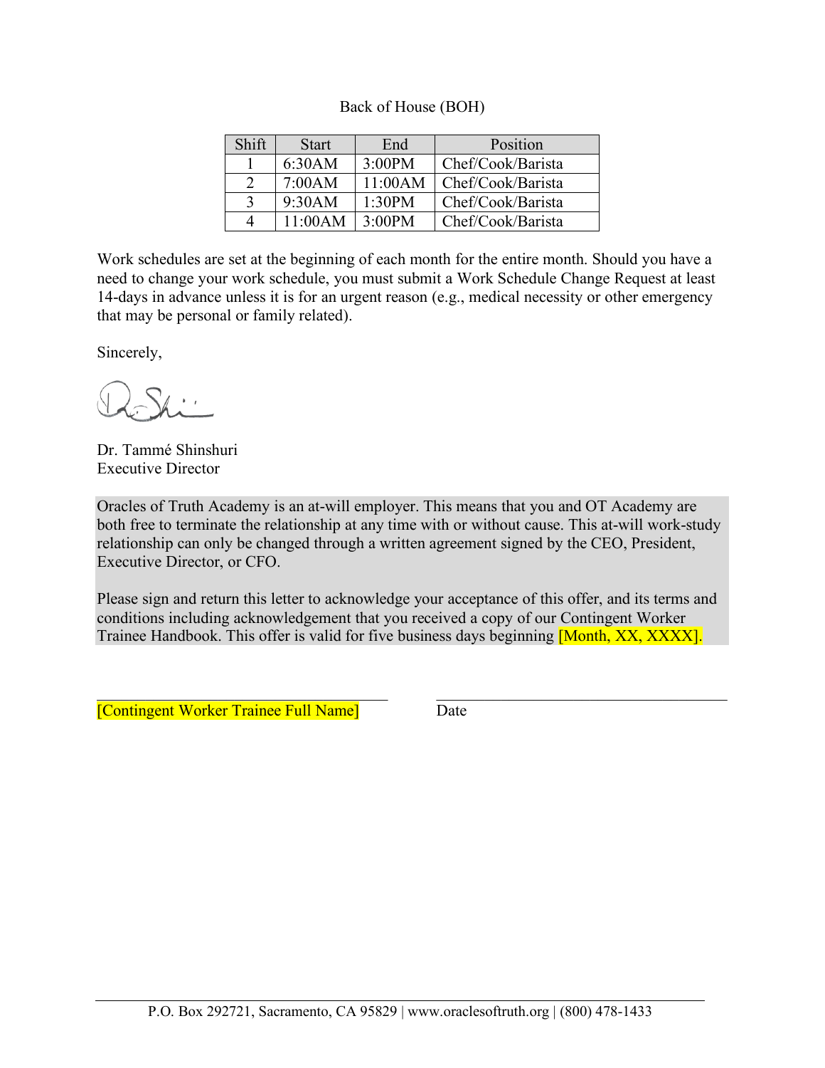Back of House (BOH)

| Shift | Start | End | Position |
| --- | --- | --- | --- |
| 1 | 6:30AM | 3:00PM | Chef/Cook/Barista |
| 2 | 7:00AM | 11:00AM | Chef/Cook/Barista |
| 3 | 9:30AM | 1:30PM | Chef/Cook/Barista |
| 4 | 11:00AM | 3:00PM | Chef/Cook/Barista |

Work schedules are set at the beginning of each month for the entire month. Should you have a need to change your work schedule, you must submit a Work Schedule Change Request at least 14-days in advance unless it is for an urgent reason (e.g., medical necessity or other emergency that may be personal or family related).

Sincerely,

Dr. Tammé Shinshuri
Executive Director

Oracles of Truth Academy is an at-will employer. This means that you and OT Academy are both free to terminate the relationship at any time with or without cause. This at-will work-study relationship can only be changed through a written agreement signed by the CEO, President, Executive Director, or CFO.

Please sign and return this letter to acknowledge your acceptance of this offer, and its terms and conditions including acknowledgement that you received a copy of our Contingent Worker Trainee Handbook. This offer is valid for five business days beginning [Month, XX, XXXX].

\_\_\_\_\_\_\_\_\_\_\_\_\_\_\_\_\_\_\_\_\_\_\_\_\_\_\_\_\_\_\_\_\_\_\_\_\_\_
[Contingent Worker Trainee Full Name]

\_\_\_\_\_\_\_\_\_\_\_\_\_\_\_\_\_\_\_\_\_\_\_\_\_\_\_\_\_\_\_\_\_\_\_\_\_\_
Date

P.O. Box 292721, Sacramento, CA 95829 | www.oraclesoftruth.org | (800) 478-1433